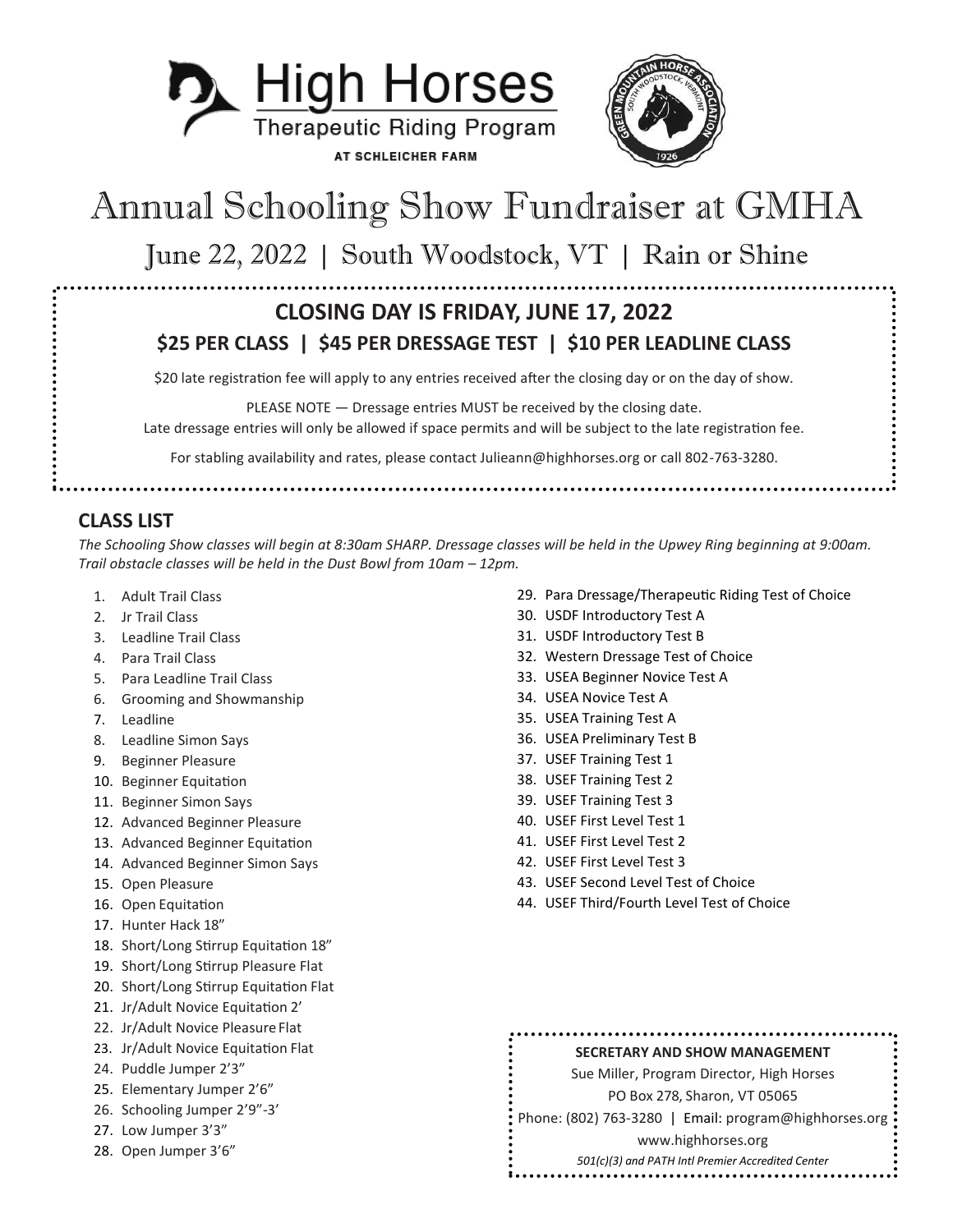High Horses
Therapeutic Riding Program
AT SCHLEICHER FARM

# Annual Schooling Show Fundraiser at GMHA

## June 22, 2022 | South Woodstock, VT | Rain or Shine

**CLOSING DAY IS FRIDAY, JUNE 17, 2022**

**$25 PER CLASS | $45 PER DRESSAGE TEST | $10 PER LEADLINE CLASS**

$20 late registration fee will apply to any entries received after the closing day or on the day of show.

PLEASE NOTE — Dressage entries MUST be received by the closing date.
Late dressage entries will only be allowed if space permits and will be subject to the late registration fee.

For stabling availability and rates, please contact Julieann@highhorses.org or call 802-763-3280.

## CLASS LIST

*The Schooling Show classes will begin at 8:30am SHARP. Dressage classes will be held in the Upwey Ring beginning at 9:00am. Trail obstacle classes will be held in the Dust Bowl from 10am – 12pm.*

1. Adult Trail Class
2. Jr Trail Class
3. Leadline Trail Class
4. Para Trail Class
5. Para Leadline Trail Class
6. Grooming and Showmanship
7. Leadline
8. Leadline Simon Says
9. Beginner Pleasure
10. Beginner Equitation
11. Beginner Simon Says
12. Advanced Beginner Pleasure
13. Advanced Beginner Equitation
14. Advanced Beginner Simon Says
15. Open Pleasure
16. Open Equitation
17. Hunter Hack 18"
18. Short/Long Stirrup Equitation 18"
19. Short/Long Stirrup Pleasure Flat
20. Short/Long Stirrup Equitation Flat
21. Jr/Adult Novice Equitation 2'
22. Jr/Adult Novice Pleasure Flat
23. Jr/Adult Novice Equitation Flat
24. Puddle Jumper 2'3"
25. Elementary Jumper 2'6"
26. Schooling Jumper 2'9"-3'
27. Low Jumper 3'3"
28. Open Jumper 3'6"
29. Para Dressage/Therapeutic Riding Test of Choice
30. USDF Introductory Test A
31. USDF Introductory Test B
32. Western Dressage Test of Choice
33. USEA Beginner Novice Test A
34. USEA Novice Test A
35. USEA Training Test A
36. USEA Preliminary Test B
37. USEF Training Test 1
38. USEF Training Test 2
39. USEF Training Test 3
40. USEF First Level Test 1
41. USEF First Level Test 2
42. USEF First Level Test 3
43. USEF Second Level Test of Choice
44. USEF Third/Fourth Level Test of Choice

**SECRETARY AND SHOW MANAGEMENT**
Sue Miller, Program Director, High Horses
PO Box 278, Sharon, VT 05065
Phone: (802) 763-3280 | Email: program@highhorses.org
www.highhorses.org
*501(c)(3) and PATH Intl Premier Accredited Center*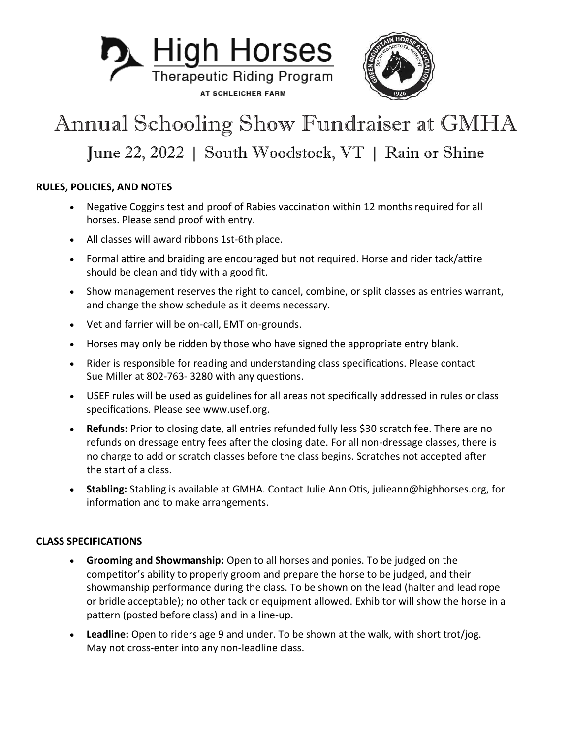High Horses
Therapeutic Riding Program
AT SCHLEICHER FARM

# Annual Schooling Show Fundraiser at GMHA

## June 22, 2022 | South Woodstock, VT | Rain or Shine

**RULES, POLICIES, AND NOTES**

- Negative Coggins test and proof of Rabies vaccination within 12 months required for all horses. Please send proof with entry.
- All classes will award ribbons 1st-6th place.
- Formal attire and braiding are encouraged but not required. Horse and rider tack/attire should be clean and tidy with a good fit.
- Show management reserves the right to cancel, combine, or split classes as entries warrant, and change the show schedule as it deems necessary.
- Vet and farrier will be on-call, EMT on-grounds.
- Horses may only be ridden by those who have signed the appropriate entry blank.
- Rider is responsible for reading and understanding class specifications. Please contact Sue Miller at 802-763- 3280 with any questions.
- USEF rules will be used as guidelines for all areas not specifically addressed in rules or class specifications. Please see www.usef.org.
- **Refunds:** Prior to closing date, all entries refunded fully less $30 scratch fee. There are no refunds on dressage entry fees after the closing date. For all non-dressage classes, there is no charge to add or scratch classes before the class begins. Scratches not accepted after the start of a class.
- **Stabling:** Stabling is available at GMHA. Contact Julie Ann Otis, julieann@highhorses.org, for information and to make arrangements.

**CLASS SPECIFICATIONS**

- **Grooming and Showmanship:** Open to all horses and ponies. To be judged on the competitor's ability to properly groom and prepare the horse to be judged, and their showmanship performance during the class. To be shown on the lead (halter and lead rope or bridle acceptable); no other tack or equipment allowed. Exhibitor will show the horse in a pattern (posted before class) and in a line-up.
- **Leadline:** Open to riders age 9 and under. To be shown at the walk, with short trot/jog. May not cross-enter into any non-leadline class.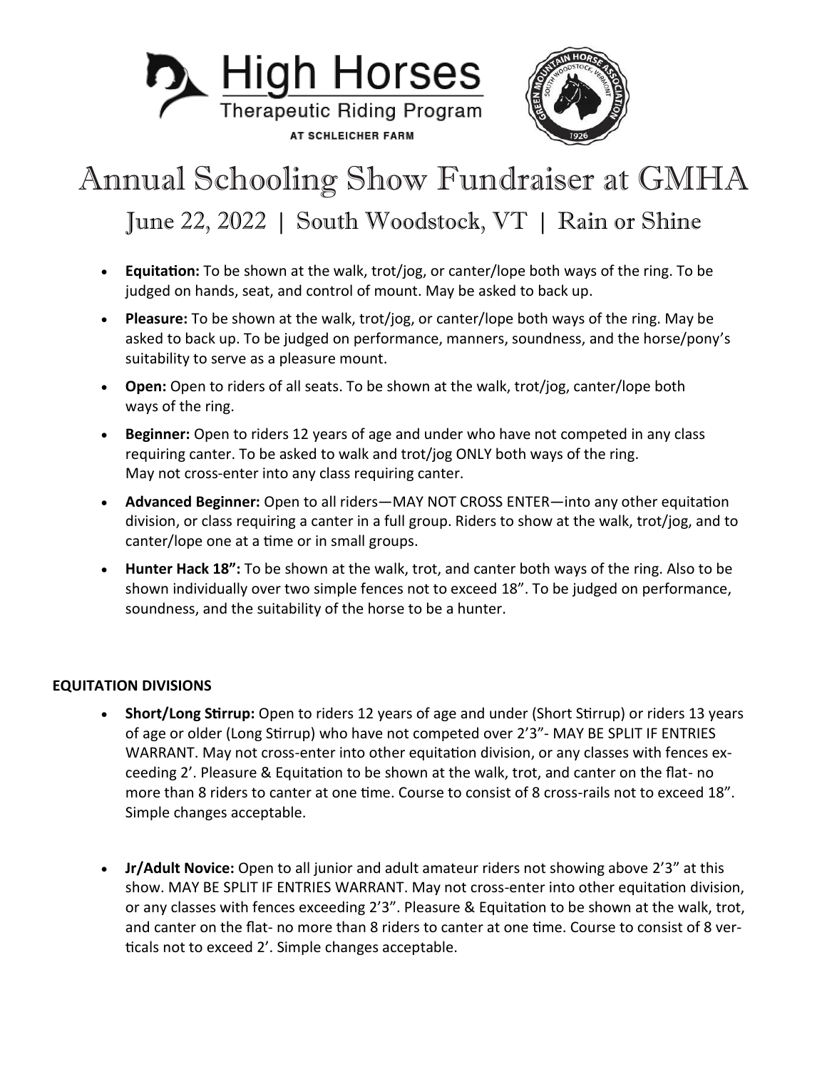High Horses Therapeutic Riding Program AT SCHLEICHER FARM

# Annual Schooling Show Fundraiser at GMHA

## June 22, 2022 | South Woodstock, VT | Rain or Shine

- **Equitation:** To be shown at the walk, trot/jog, or canter/lope both ways of the ring. To be judged on hands, seat, and control of mount. May be asked to back up.
- **Pleasure:** To be shown at the walk, trot/jog, or canter/lope both ways of the ring. May be asked to back up. To be judged on performance, manners, soundness, and the horse/pony's suitability to serve as a pleasure mount.
- **Open:** Open to riders of all seats. To be shown at the walk, trot/jog, canter/lope both ways of the ring.
- **Beginner:** Open to riders 12 years of age and under who have not competed in any class requiring canter. To be asked to walk and trot/jog ONLY both ways of the ring. May not cross-enter into any class requiring canter.
- **Advanced Beginner:** Open to all riders—MAY NOT CROSS ENTER—into any other equitation division, or class requiring a canter in a full group. Riders to show at the walk, trot/jog, and to canter/lope one at a time or in small groups.
- **Hunter Hack 18":** To be shown at the walk, trot, and canter both ways of the ring. Also to be shown individually over two simple fences not to exceed 18". To be judged on performance, soundness, and the suitability of the horse to be a hunter.

### EQUITATION DIVISIONS

- **Short/Long Stirrup:** Open to riders 12 years of age and under (Short Stirrup) or riders 13 years of age or older (Long Stirrup) who have not competed over 2'3"- MAY BE SPLIT IF ENTRIES WARRANT. May not cross-enter into other equitation division, or any classes with fences exceeding 2'. Pleasure & Equitation to be shown at the walk, trot, and canter on the flat- no more than 8 riders to canter at one time. Course to consist of 8 cross-rails not to exceed 18". Simple changes acceptable.

- **Jr/Adult Novice:** Open to all junior and adult amateur riders not showing above 2'3" at this show. MAY BE SPLIT IF ENTRIES WARRANT. May not cross-enter into other equitation division, or any classes with fences exceeding 2'3". Pleasure & Equitation to be shown at the walk, trot, and canter on the flat- no more than 8 riders to canter at one time. Course to consist of 8 verticals not to exceed 2'. Simple changes acceptable.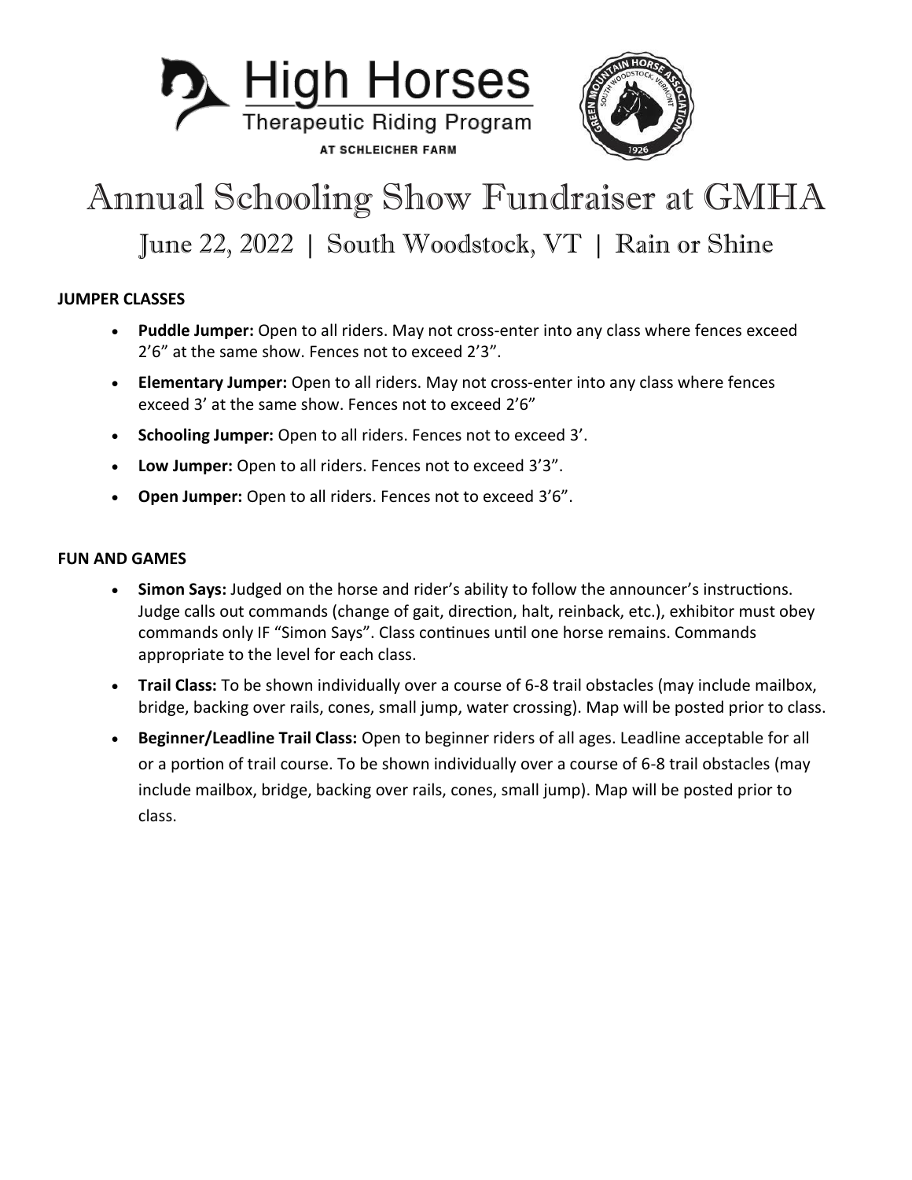High Horses
Therapeutic Riding Program
AT SCHLEICHER FARM

# Annual Schooling Show Fundraiser at GMHA

## June 22, 2022 | South Woodstock, VT | Rain or Shine

**JUMPER CLASSES**

- **Puddle Jumper:** Open to all riders. May not cross-enter into any class where fences exceed 2'6" at the same show. Fences not to exceed 2'3".
- **Elementary Jumper:** Open to all riders. May not cross-enter into any class where fences exceed 3' at the same show. Fences not to exceed 2'6"
- **Schooling Jumper:** Open to all riders. Fences not to exceed 3'.
- **Low Jumper:** Open to all riders. Fences not to exceed 3'3".
- **Open Jumper:** Open to all riders. Fences not to exceed 3'6".

**FUN AND GAMES**

- **Simon Says:** Judged on the horse and rider's ability to follow the announcer's instructions. Judge calls out commands (change of gait, direction, halt, reinback, etc.), exhibitor must obey commands only IF "Simon Says". Class continues until one horse remains. Commands appropriate to the level for each class.
- **Trail Class:** To be shown individually over a course of 6-8 trail obstacles (may include mailbox, bridge, backing over rails, cones, small jump, water crossing). Map will be posted prior to class.
- **Beginner/Leadline Trail Class:** Open to beginner riders of all ages. Leadline acceptable for all or a portion of trail course. To be shown individually over a course of 6-8 trail obstacles (may include mailbox, bridge, backing over rails, cones, small jump). Map will be posted prior to class.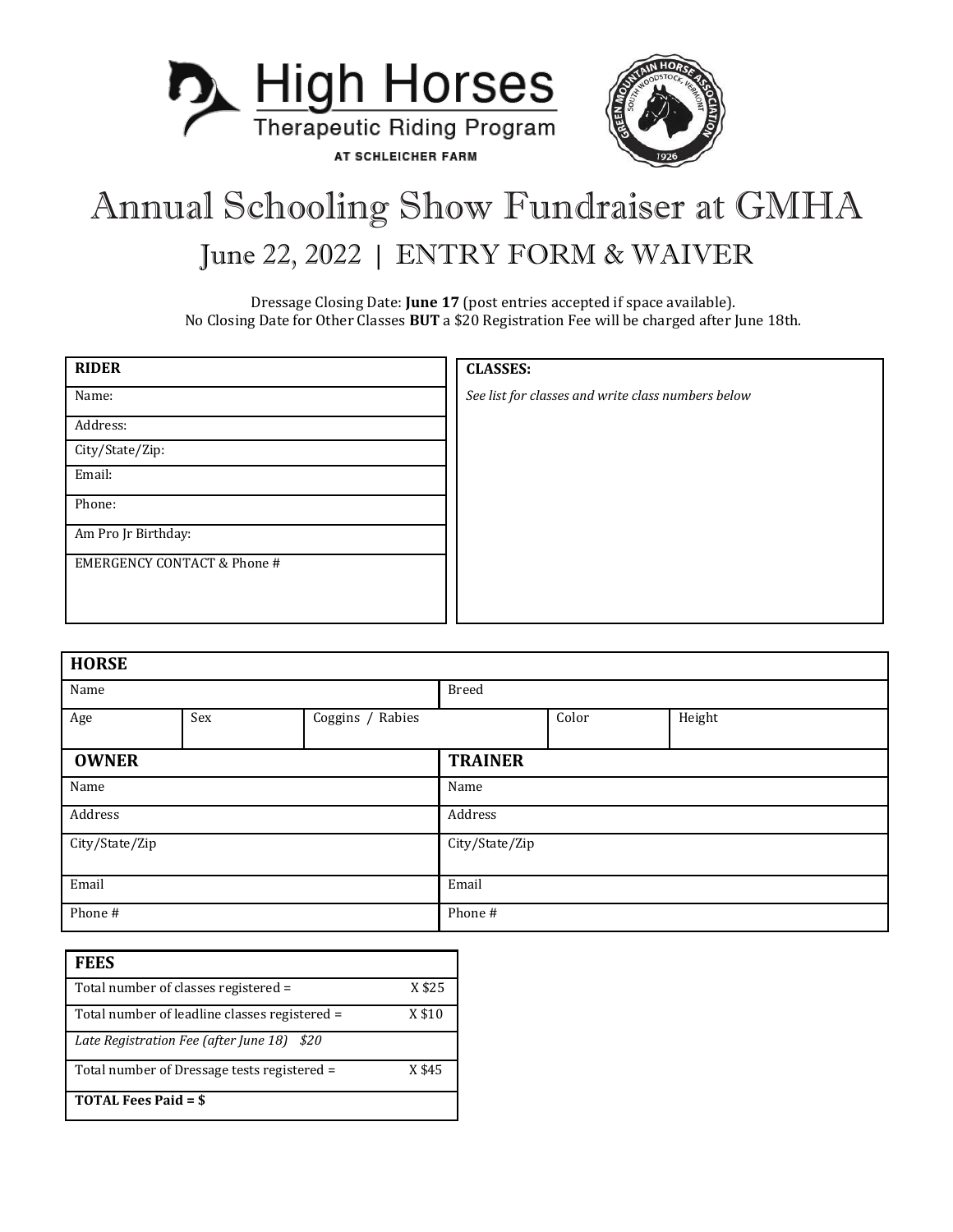High Horses
Therapeutic Riding Program
AT SCHLEICHER FARM

GREEN MOUNTAIN HORSE ASSOCIATION
SOUTH WOODSTOCK, VERMONT
1926

# Annual Schooling Show Fundraiser at GMHA

## June 22, 2022 | ENTRY FORM & WAIVER

Dressage Closing Date: **June 17** (post entries accepted if space available).
No Closing Date for Other Classes **BUT** a $20 Registration Fee will be charged after June 18th.

| **RIDER** |
| --- |
| Name: |
| Address: |
| City/State/Zip: |
| Email: |
| Phone: |
| Am Pro Jr Birthday: |
| EMERGENCY CONTACT & Phone # |

| **CLASSES:** |
| --- |
| *See list for classes and write class numbers below* |

| **HORSE** | | | | | |
| --- | --- | --- | --- | --- | --- |
| Name | | | Breed | | |
| Age | Sex | Coggins / Rabies | | Color | Height |

| **OWNER** | **TRAINER** |
| --- | --- |
| Name | Name |
| Address | Address |
| City/State/Zip | City/State/Zip |
| Email | Email |
| Phone # | Phone # |

| **FEES** | |
| --- | --- |
| Total number of classes registered = | X $25 |
| Total number of leadline classes registered = | X $10 |
| *Late Registration Fee (after June 18) $20* | |
| Total number of Dressage tests registered = | X $45 |
| **TOTAL Fees Paid = $** | |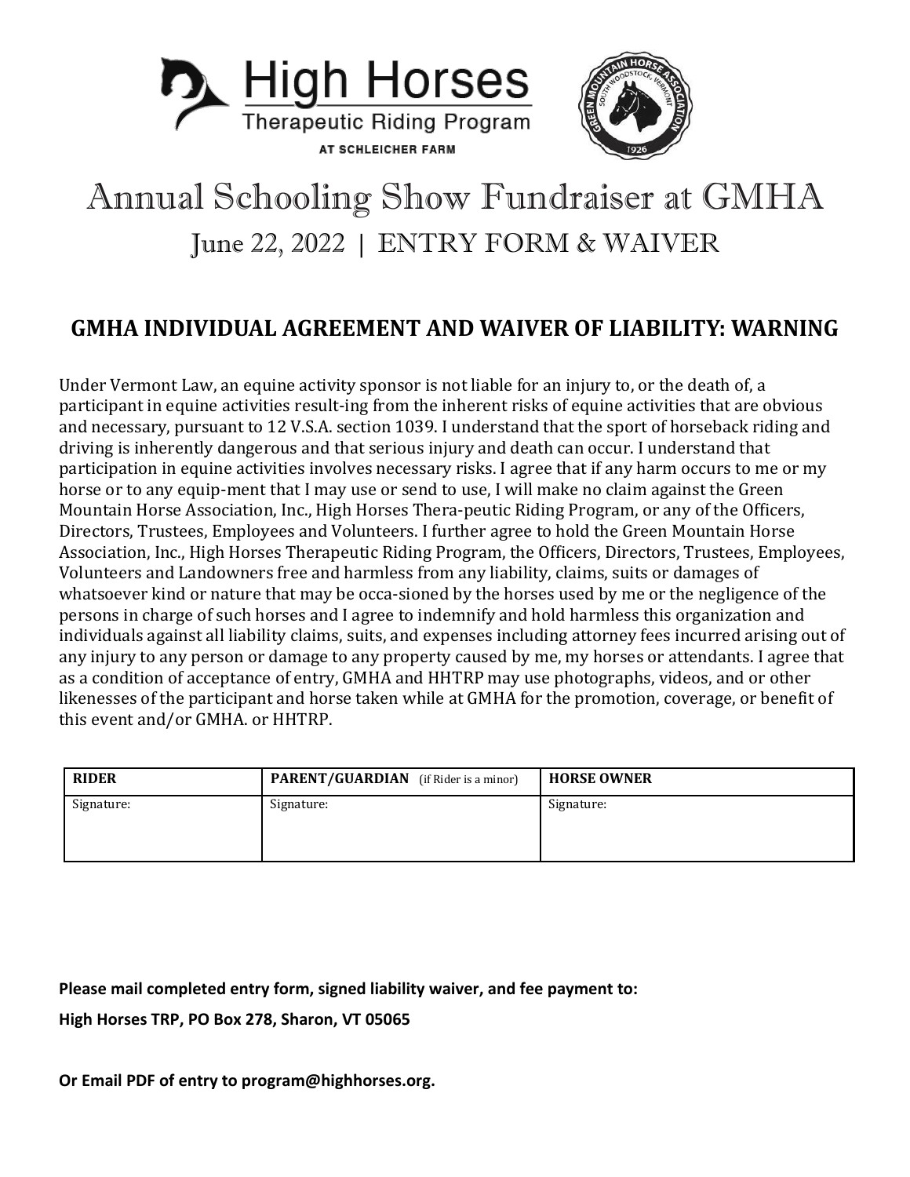High Horses
Therapeutic Riding Program
AT SCHLEICHER FARM

# Annual Schooling Show Fundraiser at GMHA

## June 22, 2022 | ENTRY FORM & WAIVER

## GMHA INDIVIDUAL AGREEMENT AND WAIVER OF LIABILITY: WARNING

Under Vermont Law, an equine activity sponsor is not liable for an injury to, or the death of, a participant in equine activities result-ing from the inherent risks of equine activities that are obvious and necessary, pursuant to 12 V.S.A. section 1039. I understand that the sport of horseback riding and driving is inherently dangerous and that serious injury and death can occur. I understand that participation in equine activities involves necessary risks. I agree that if any harm occurs to me or my horse or to any equip-ment that I may use or send to use, I will make no claim against the Green Mountain Horse Association, Inc., High Horses Thera-peutic Riding Program, or any of the Officers, Directors, Trustees, Employees and Volunteers. I further agree to hold the Green Mountain Horse Association, Inc., High Horses Therapeutic Riding Program, the Officers, Directors, Trustees, Employees, Volunteers and Landowners free and harmless from any liability, claims, suits or damages of whatsoever kind or nature that may be occa-sioned by the horses used by me or the negligence of the persons in charge of such horses and I agree to indemnify and hold harmless this organization and individuals against all liability claims, suits, and expenses including attorney fees incurred arising out of any injury to any person or damage to any property caused by me, my horses or attendants. I agree that as a condition of acceptance of entry, GMHA and HHTRP may use photographs, videos, and or other likenesses of the participant and horse taken while at GMHA for the promotion, coverage, or benefit of this event and/or GMHA. or HHTRP.

| **RIDER** | **PARENT/GUARDIAN** (if Rider is a minor) | **HORSE OWNER** |
|---|---|---|
| Signature: | Signature: | Signature: |

**Please mail completed entry form, signed liability waiver, and fee payment to:**

**High Horses TRP, PO Box 278, Sharon, VT 05065**

**Or Email PDF of entry to program@highhorses.org.**